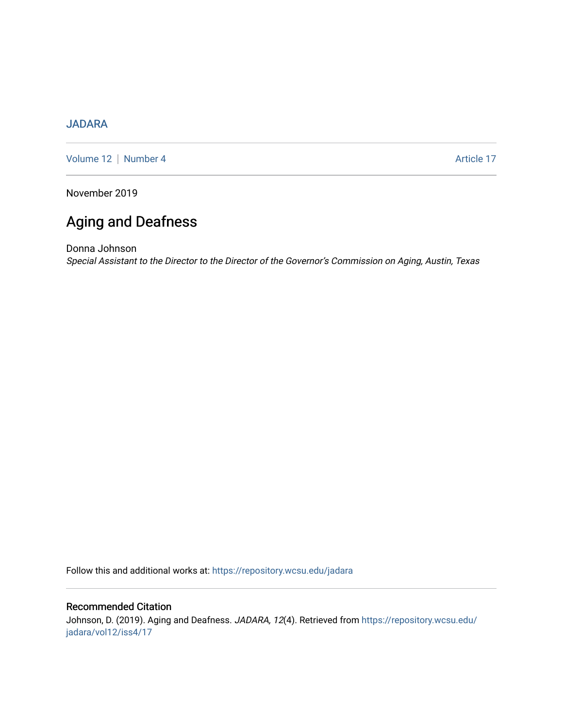JADARA

Volume 12 | Number 4 Article 17

November 2019

# Aging and Deafness

Donna Johnson

*Special Assistant to the Director to the Director of the Governor's Commission on Aging, Austin, Texas*

Follow this and additional works at: https://repository.wcsu.edu/jadara

## Recommended Citation

Johnson, D. (2019). Aging and Deafness. *JADARA, 12*(4). Retrieved from https://repository.wcsu.edu/jadara/vol12/iss4/17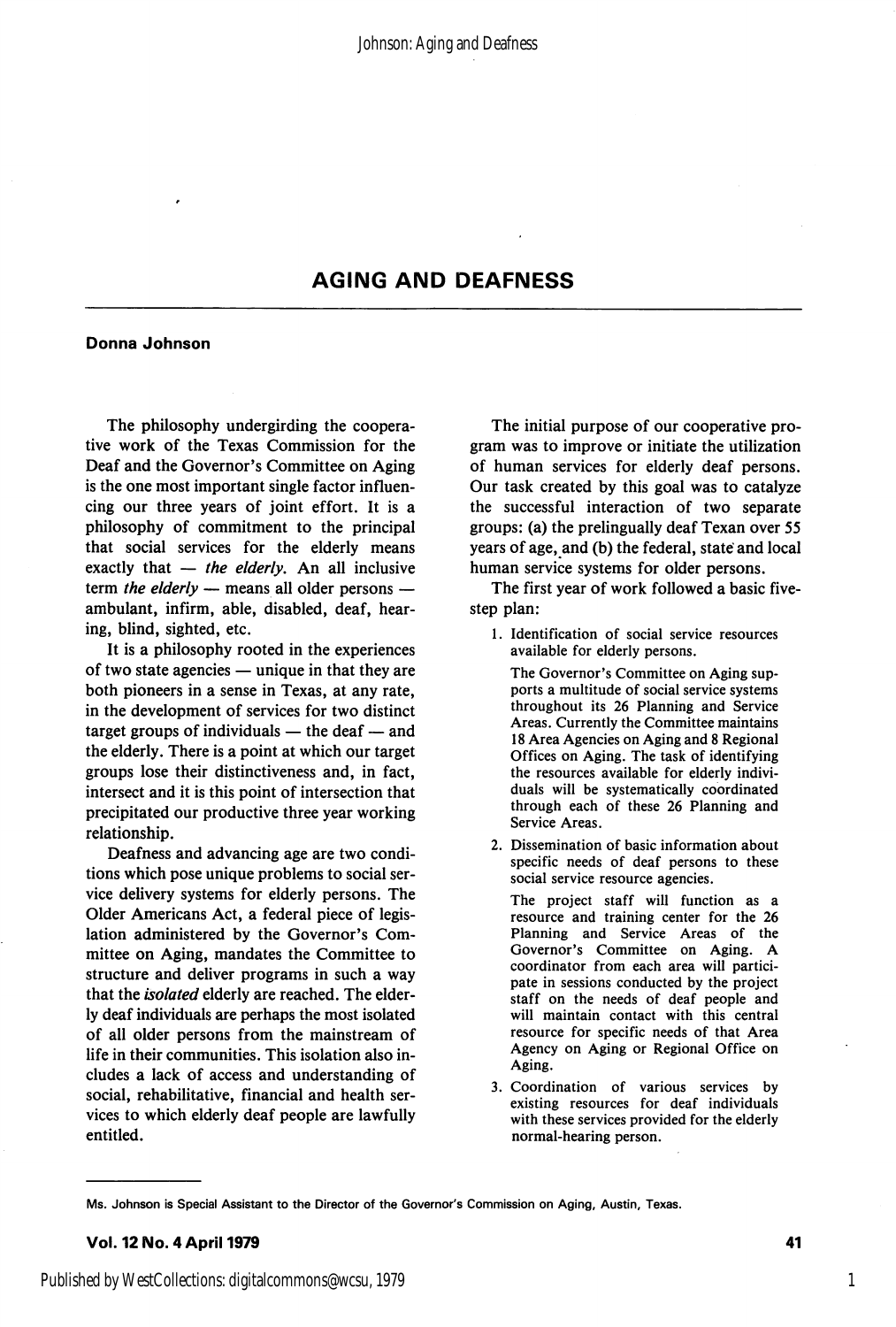# AGING AND DEAFNESS

**Donna Johnson**

The philosophy undergirding the cooperative work of the Texas Commission for the Deaf and the Governor's Committee on Aging is the one most important single factor influencing our three years of joint effort. It is a philosophy of commitment to the principal that social services for the elderly means exactly that — *the elderly*. An all inclusive term *the elderly* — means all older persons — ambulant, infirm, able, disabled, deaf, hearing, blind, sighted, etc.

It is a philosophy rooted in the experiences of two state agencies — unique in that they are both pioneers in a sense in Texas, at any rate, in the development of services for two distinct target groups of individuals — the deaf — and the elderly. There is a point at which our target groups lose their distinctiveness and, in fact, intersect and it is this point of intersection that precipitated our productive three year working relationship.

Deafness and advancing age are two conditions which pose unique problems to social service delivery systems for elderly persons. The Older Americans Act, a federal piece of legislation administered by the Governor's Committee on Aging, mandates the Committee to structure and deliver programs in such a way that the *isolated* elderly are reached. The elderly deaf individuals are perhaps the most isolated of all older persons from the mainstream of life in their communities. This isolation also includes a lack of access and understanding of social, rehabilitative, financial and health services to which elderly deaf people are lawfully entitled.

The initial purpose of our cooperative program was to improve or initiate the utilization of human services for elderly deaf persons. Our task created by this goal was to catalyze the successful interaction of two separate groups: (a) the prelingually deaf Texan over 55 years of age, and (b) the federal, state and local human service systems for older persons.

The first year of work followed a basic five-step plan:

1. Identification of social service resources available for elderly persons.

   The Governor's Committee on Aging supports a multitude of social service systems throughout its 26 Planning and Service Areas. Currently the Committee maintains 18 Area Agencies on Aging and 8 Regional Offices on Aging. The task of identifying the resources available for elderly individuals will be systematically coordinated through each of these 26 Planning and Service Areas.

2. Dissemination of basic information about specific needs of deaf persons to these social service resource agencies.

   The project staff will function as a resource and training center for the 26 Planning and Service Areas of the Governor's Committee on Aging. A coordinator from each area will participate in sessions conducted by the project staff on the needs of deaf people and will maintain contact with this central resource for specific needs of that Area Agency on Aging or Regional Office on Aging.

3. Coordination of various services by existing resources for deaf individuals with these services provided for the elderly normal-hearing person.

---

Ms. Johnson is Special Assistant to the Director of the Governor's Commission on Aging, Austin, Texas.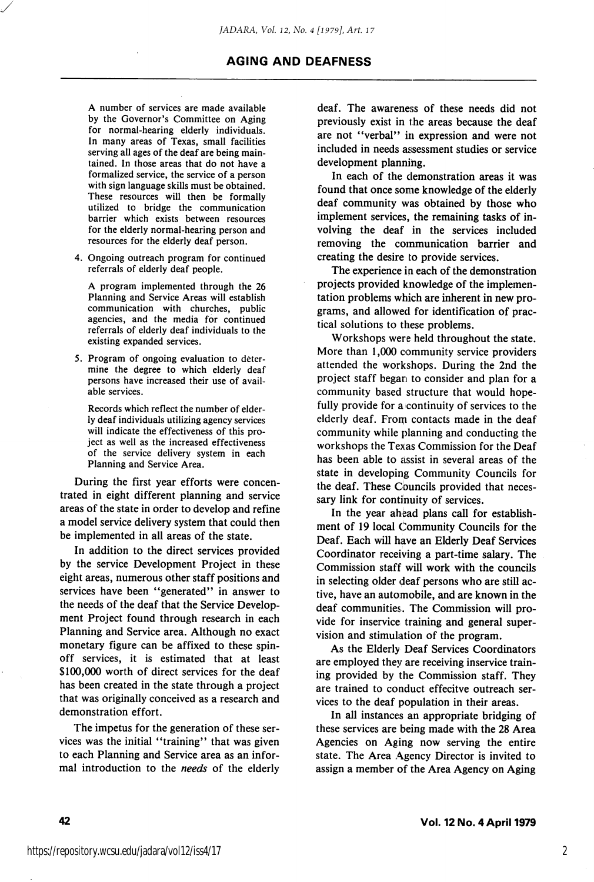A number of services are made available by the Governor's Committee on Aging for normal-hearing elderly individuals. In many areas of Texas, small facilities serving all ages of the deaf are being maintained. In those areas that do not have a formalized service, the service of a person with sign language skills must be obtained. These resources will then be formally utilized to bridge the communication barrier which exists between resources for the elderly normal-hearing person and resources for the elderly deaf person.

4. Ongoing outreach program for continued referrals of elderly deaf people.

   A program implemented through the 26 Planning and Service Areas will establish communication with churches, public agencies, and the media for continued referrals of elderly deaf individuals to the existing expanded services.

5. Program of ongoing evaluation to determine the degree to which elderly deaf persons have increased their use of available services.

   Records which reflect the number of elderly deaf individuals utilizing agency services will indicate the effectiveness of this project as well as the increased effectiveness of the service delivery system in each Planning and Service Area.

During the first year efforts were concentrated in eight different planning and service areas of the state in order to develop and refine a model service delivery system that could then be implemented in all areas of the state.

In addition to the direct services provided by the service Development Project in these eight areas, numerous other staff positions and services have been "generated" in answer to the needs of the deaf that the Service Development Project found through research in each Planning and Service area. Although no exact monetary figure can be affixed to these spin-off services, it is estimated that at least $100,000 worth of direct services for the deaf has been created in the state through a project that was originally conceived as a research and demonstration effort.

The impetus for the generation of these services was the initial "training" that was given to each Planning and Service area as an informal introduction to the *needs* of the elderly deaf. The awareness of these needs did not previously exist in the areas because the deaf are not "verbal" in expression and were not included in needs assessment studies or service development planning.

In each of the demonstration areas it was found that once some knowledge of the elderly deaf community was obtained by those who implement services, the remaining tasks of involving the deaf in the services included removing the communication barrier and creating the desire to provide services.

The experience in each of the demonstration projects provided knowledge of the implementation problems which are inherent in new programs, and allowed for identification of practical solutions to these problems.

Workshops were held throughout the state. More than 1,000 community service providers attended the workshops. During the 2nd the project staff began to consider and plan for a community based structure that would hopefully provide for a continuity of services to the elderly deaf. From contacts made in the deaf community while planning and conducting the workshops the Texas Commission for the Deaf has been able to assist in several areas of the state in developing Community Councils for the deaf. These Councils provided that necessary link for continuity of services.

In the year ahead plans call for establishment of 19 local Community Councils for the Deaf. Each will have an Elderly Deaf Services Coordinator receiving a part-time salary. The Commission staff will work with the councils in selecting older deaf persons who are still active, have an automobile, and are known in the deaf communities. The Commission will provide for inservice training and general supervision and stimulation of the program.

As the Elderly Deaf Services Coordinators are employed they are receiving inservice training provided by the Commission staff. They are trained to conduct effecitve outreach services to the deaf population in their areas.

In all instances an appropriate bridging of these services are being made with the 28 Area Agencies on Aging now serving the entire state. The Area Agency Director is invited to assign a member of the Area Agency on Aging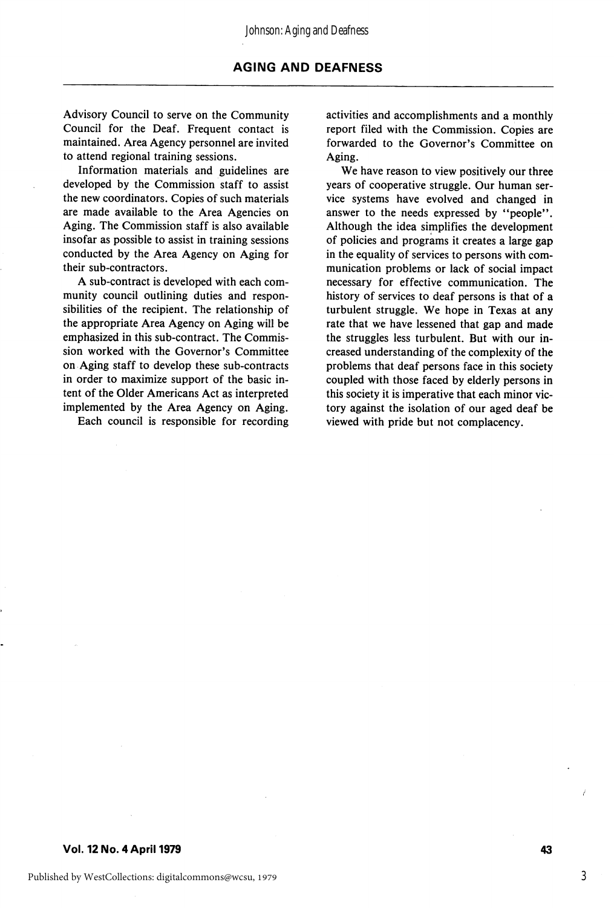Advisory Council to serve on the Community Council for the Deaf. Frequent contact is maintained. Area Agency personnel are invited to attend regional training sessions.

Information materials and guidelines are developed by the Commission staff to assist the new coordinators. Copies of such materials are made available to the Area Agencies on Aging. The Commission staff is also available insofar as possible to assist in training sessions conducted by the Area Agency on Aging for their sub-contractors.

A sub-contract is developed with each community council outlining duties and responsibilities of the recipient. The relationship of the appropriate Area Agency on Aging will be emphasized in this sub-contract. The Commission worked with the Governor's Committee on Aging staff to develop these sub-contracts in order to maximize support of the basic intent of the Older Americans Act as interpreted implemented by the Area Agency on Aging.

Each council is responsible for recording activities and accomplishments and a monthly report filed with the Commission. Copies are forwarded to the Governor's Committee on Aging.

We have reason to view positively our three years of cooperative struggle. Our human service systems have evolved and changed in answer to the needs expressed by "people". Although the idea simplifies the development of policies and programs it creates a large gap in the equality of services to persons with communication problems or lack of social impact necessary for effective communication. The history of services to deaf persons is that of a turbulent struggle. We hope in Texas at any rate that we have lessened that gap and made the struggles less turbulent. But with our increased understanding of the complexity of the problems that deaf persons face in this society coupled with those faced by elderly persons in this society it is imperative that each minor victory against the isolation of our aged deaf be viewed with pride but not complacency.